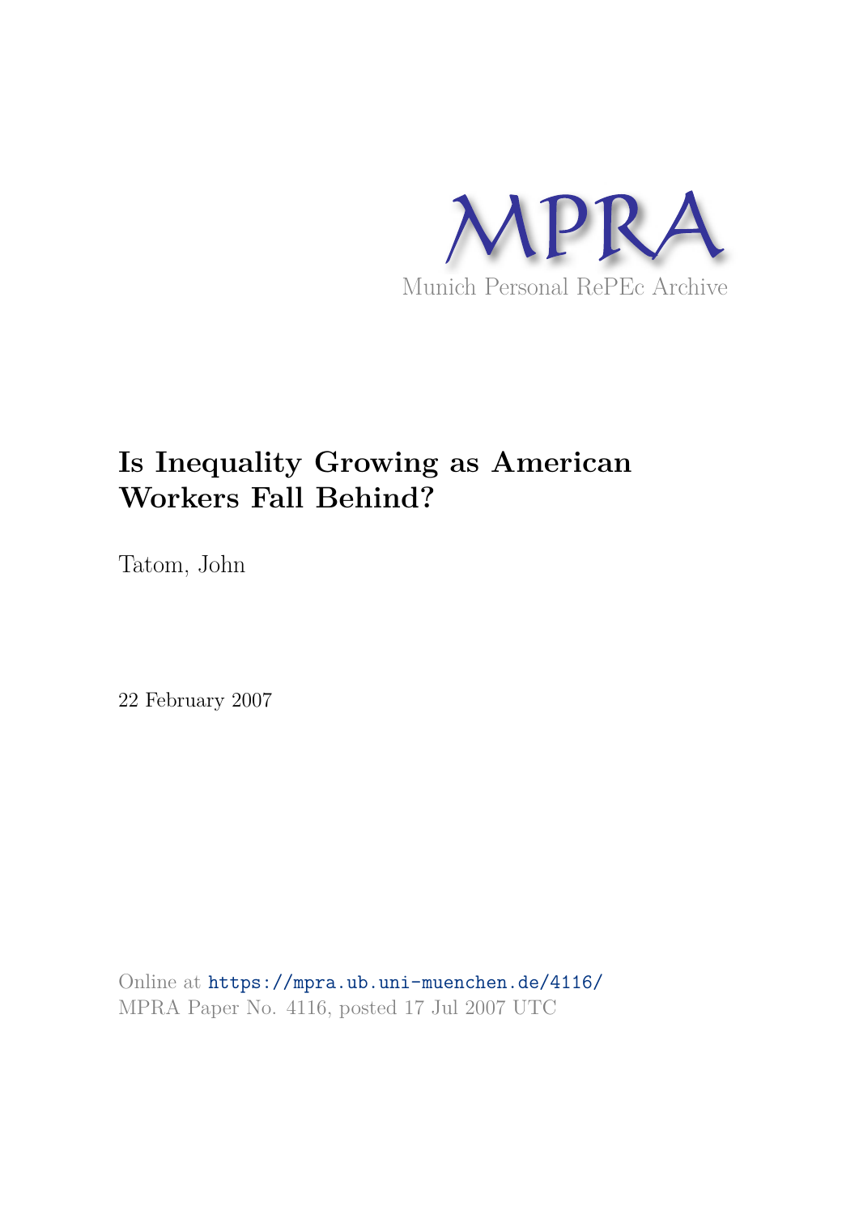MPRA

Munich Personal RePEc Archive

# Is Inequality Growing as American Workers Fall Behind?

Tatom, John

22 February 2007

Online at https://mpra.ub.uni-muenchen.de/4116/

MPRA Paper No. 4116, posted 17 Jul 2007 UTC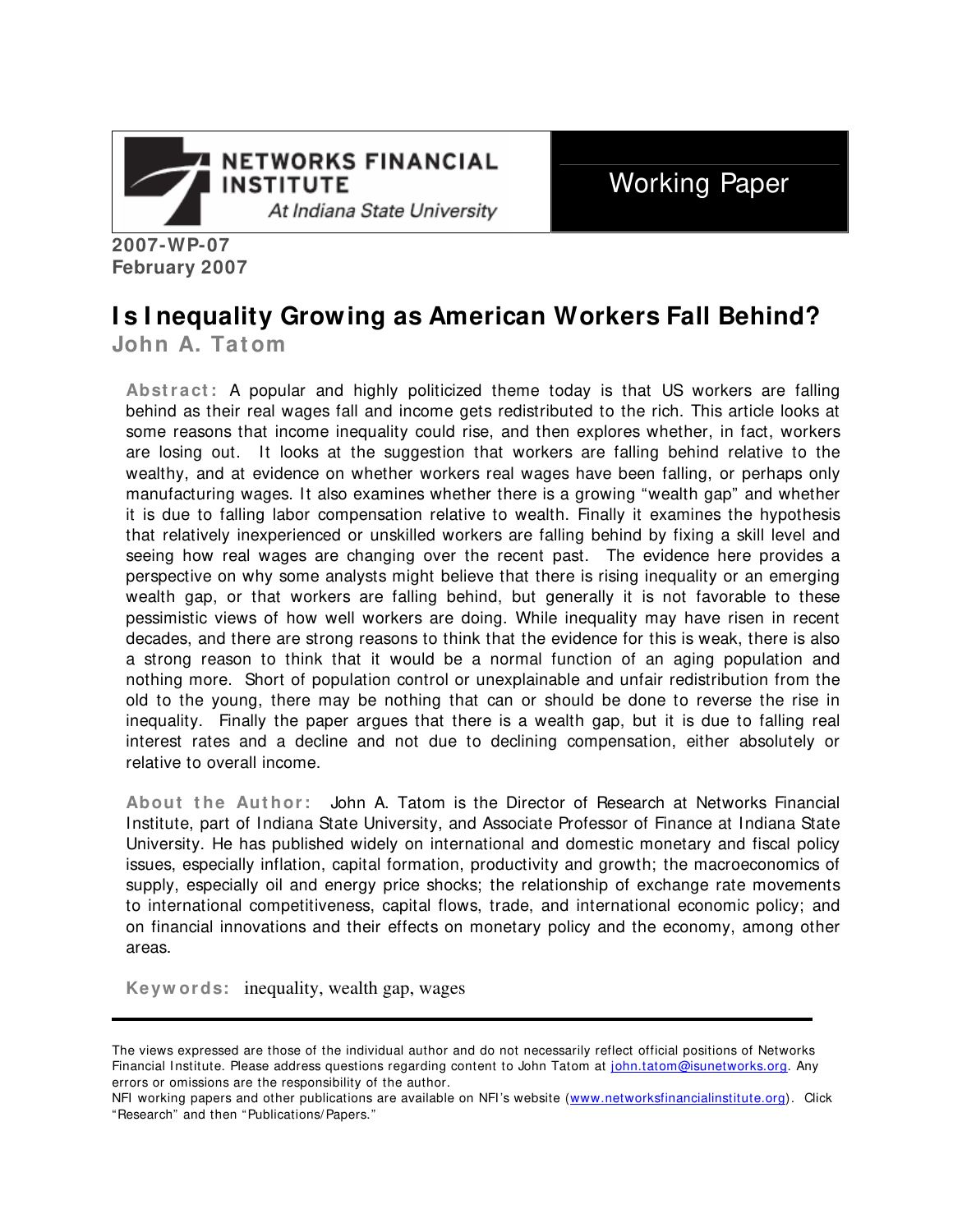Networks Financial Institute At Indiana State University

Working Paper

**2007-WP-07**
**February 2007**

# Is Inequality Growing as American Workers Fall Behind?

## John A. Tatom

**Abstract:** A popular and highly politicized theme today is that US workers are falling behind as their real wages fall and income gets redistributed to the rich. This article looks at some reasons that income inequality could rise, and then explores whether, in fact, workers are losing out. It looks at the suggestion that workers are falling behind relative to the wealthy, and at evidence on whether workers real wages have been falling, or perhaps only manufacturing wages. It also examines whether there is a growing "wealth gap" and whether it is due to falling labor compensation relative to wealth. Finally it examines the hypothesis that relatively inexperienced or unskilled workers are falling behind by fixing a skill level and seeing how real wages are changing over the recent past. The evidence here provides a perspective on why some analysts might believe that there is rising inequality or an emerging wealth gap, or that workers are falling behind, but generally it is not favorable to these pessimistic views of how well workers are doing. While inequality may have risen in recent decades, and there are strong reasons to think that the evidence for this is weak, there is also a strong reason to think that it would be a normal function of an aging population and nothing more. Short of population control or unexplainable and unfair redistribution from the old to the young, there may be nothing that can or should be done to reverse the rise in inequality. Finally the paper argues that there is a wealth gap, but it is due to falling real interest rates and a decline and not due to declining compensation, either absolutely or relative to overall income.

**About the Author:** John A. Tatom is the Director of Research at Networks Financial Institute, part of Indiana State University, and Associate Professor of Finance at Indiana State University. He has published widely on international and domestic monetary and fiscal policy issues, especially inflation, capital formation, productivity and growth; the macroeconomics of supply, especially oil and energy price shocks; the relationship of exchange rate movements to international competitiveness, capital flows, trade, and international economic policy; and on financial innovations and their effects on monetary policy and the economy, among other areas.

**Keywords:** inequality, wealth gap, wages

---

The views expressed are those of the individual author and do not necessarily reflect official positions of Networks Financial Institute. Please address questions regarding content to John Tatom at john.tatom@isunetworks.org. Any errors or omissions are the responsibility of the author.
NFI working papers and other publications are available on NFI's website (www.networksfinancialinstitute.org). Click "Research" and then "Publications/Papers."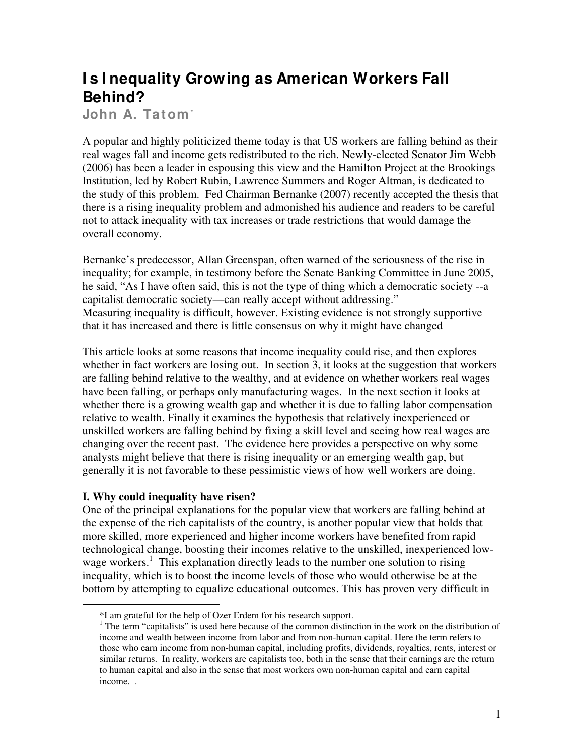# Is Inequality Growing as American Workers Fall Behind?

**John A. Tatom***

A popular and highly politicized theme today is that US workers are falling behind as their real wages fall and income gets redistributed to the rich. Newly-elected Senator Jim Webb (2006) has been a leader in espousing this view and the Hamilton Project at the Brookings Institution, led by Robert Rubin, Lawrence Summers and Roger Altman, is dedicated to the study of this problem. Fed Chairman Bernanke (2007) recently accepted the thesis that there is a rising inequality problem and admonished his audience and readers to be careful not to attack inequality with tax increases or trade restrictions that would damage the overall economy.

Bernanke's predecessor, Allan Greenspan, often warned of the seriousness of the rise in inequality; for example, in testimony before the Senate Banking Committee in June 2005, he said, "As I have often said, this is not the type of thing which a democratic society --a capitalist democratic society—can really accept without addressing."
Measuring inequality is difficult, however. Existing evidence is not strongly supportive that it has increased and there is little consensus on why it might have changed

This article looks at some reasons that income inequality could rise, and then explores whether in fact workers are losing out. In section 3, it looks at the suggestion that workers are falling behind relative to the wealthy, and at evidence on whether workers real wages have been falling, or perhaps only manufacturing wages. In the next section it looks at whether there is a growing wealth gap and whether it is due to falling labor compensation relative to wealth. Finally it examines the hypothesis that relatively inexperienced or unskilled workers are falling behind by fixing a skill level and seeing how real wages are changing over the recent past. The evidence here provides a perspective on why some analysts might believe that there is rising inequality or an emerging wealth gap, but generally it is not favorable to these pessimistic views of how well workers are doing.

**I. Why could inequality have risen?**

One of the principal explanations for the popular view that workers are falling behind at the expense of the rich capitalists of the country, is another popular view that holds that more skilled, more experienced and higher income workers have benefited from rapid technological change, boosting their incomes relative to the unskilled, inexperienced low-wage workers.[1] This explanation directly leads to the number one solution to rising inequality, which is to boost the income levels of those who would otherwise be at the bottom by attempting to equalize educational outcomes. This has proven very difficult in

---

*I am grateful for the help of Ozer Erdem for his research support.

[1] The term "capitalists" is used here because of the common distinction in the work on the distribution of income and wealth between income from labor and from non-human capital. Here the term refers to those who earn income from non-human capital, including profits, dividends, royalties, rents, interest or similar returns. In reality, workers are capitalists too, both in the sense that their earnings are the return to human capital and also in the sense that most workers own non-human capital and earn capital income. .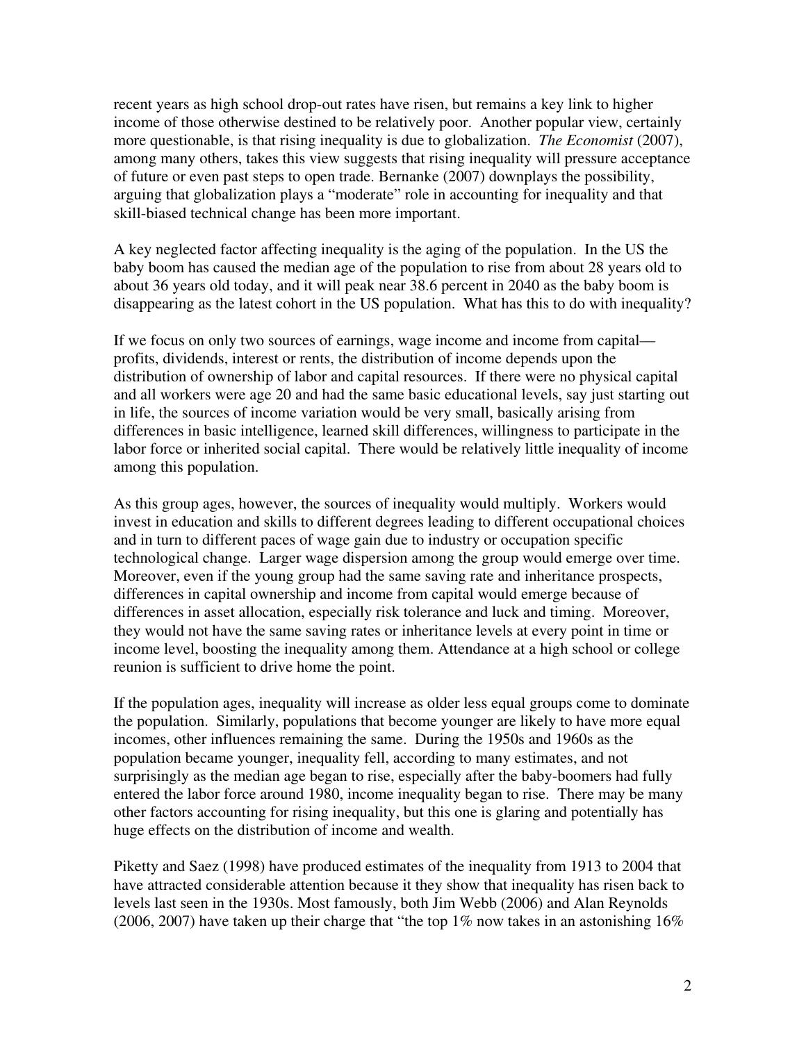recent years as high school drop-out rates have risen, but remains a key link to higher income of those otherwise destined to be relatively poor. Another popular view, certainly more questionable, is that rising inequality is due to globalization. *The Economist* (2007), among many others, takes this view suggests that rising inequality will pressure acceptance of future or even past steps to open trade. Bernanke (2007) downplays the possibility, arguing that globalization plays a "moderate" role in accounting for inequality and that skill-biased technical change has been more important.

A key neglected factor affecting inequality is the aging of the population. In the US the baby boom has caused the median age of the population to rise from about 28 years old to about 36 years old today, and it will peak near 38.6 percent in 2040 as the baby boom is disappearing as the latest cohort in the US population. What has this to do with inequality?

If we focus on only two sources of earnings, wage income and income from capital—profits, dividends, interest or rents, the distribution of income depends upon the distribution of ownership of labor and capital resources. If there were no physical capital and all workers were age 20 and had the same basic educational levels, say just starting out in life, the sources of income variation would be very small, basically arising from differences in basic intelligence, learned skill differences, willingness to participate in the labor force or inherited social capital. There would be relatively little inequality of income among this population.

As this group ages, however, the sources of inequality would multiply. Workers would invest in education and skills to different degrees leading to different occupational choices and in turn to different paces of wage gain due to industry or occupation specific technological change. Larger wage dispersion among the group would emerge over time. Moreover, even if the young group had the same saving rate and inheritance prospects, differences in capital ownership and income from capital would emerge because of differences in asset allocation, especially risk tolerance and luck and timing. Moreover, they would not have the same saving rates or inheritance levels at every point in time or income level, boosting the inequality among them. Attendance at a high school or college reunion is sufficient to drive home the point.

If the population ages, inequality will increase as older less equal groups come to dominate the population. Similarly, populations that become younger are likely to have more equal incomes, other influences remaining the same. During the 1950s and 1960s as the population became younger, inequality fell, according to many estimates, and not surprisingly as the median age began to rise, especially after the baby-boomers had fully entered the labor force around 1980, income inequality began to rise. There may be many other factors accounting for rising inequality, but this one is glaring and potentially has huge effects on the distribution of income and wealth.

Piketty and Saez (1998) have produced estimates of the inequality from 1913 to 2004 that have attracted considerable attention because it they show that inequality has risen back to levels last seen in the 1930s. Most famously, both Jim Webb (2006) and Alan Reynolds (2006, 2007) have taken up their charge that "the top 1% now takes in an astonishing 16%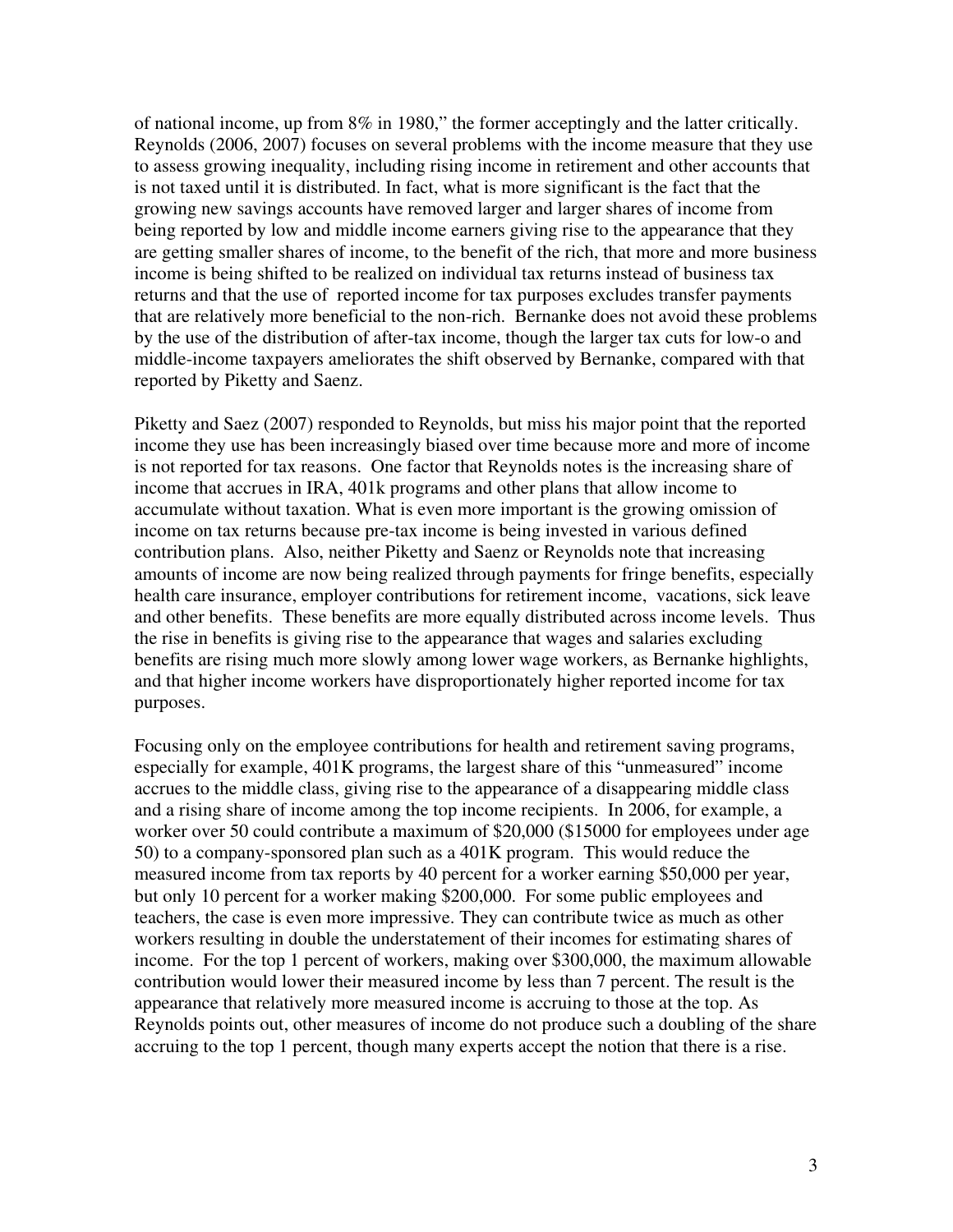of national income, up from 8% in 1980," the former acceptingly and the latter critically. Reynolds (2006, 2007) focuses on several problems with the income measure that they use to assess growing inequality, including rising income in retirement and other accounts that is not taxed until it is distributed. In fact, what is more significant is the fact that the growing new savings accounts have removed larger and larger shares of income from being reported by low and middle income earners giving rise to the appearance that they are getting smaller shares of income, to the benefit of the rich, that more and more business income is being shifted to be realized on individual tax returns instead of business tax returns and that the use of reported income for tax purposes excludes transfer payments that are relatively more beneficial to the non-rich. Bernanke does not avoid these problems by the use of the distribution of after-tax income, though the larger tax cuts for low-o and middle-income taxpayers ameliorates the shift observed by Bernanke, compared with that reported by Piketty and Saenz.

Piketty and Saez (2007) responded to Reynolds, but miss his major point that the reported income they use has been increasingly biased over time because more and more of income is not reported for tax reasons. One factor that Reynolds notes is the increasing share of income that accrues in IRA, 401k programs and other plans that allow income to accumulate without taxation. What is even more important is the growing omission of income on tax returns because pre-tax income is being invested in various defined contribution plans. Also, neither Piketty and Saenz or Reynolds note that increasing amounts of income are now being realized through payments for fringe benefits, especially health care insurance, employer contributions for retirement income, vacations, sick leave and other benefits. These benefits are more equally distributed across income levels. Thus the rise in benefits is giving rise to the appearance that wages and salaries excluding benefits are rising much more slowly among lower wage workers, as Bernanke highlights, and that higher income workers have disproportionately higher reported income for tax purposes.

Focusing only on the employee contributions for health and retirement saving programs, especially for example, 401K programs, the largest share of this "unmeasured" income accrues to the middle class, giving rise to the appearance of a disappearing middle class and a rising share of income among the top income recipients. In 2006, for example, a worker over 50 could contribute a maximum of $20,000 ($15000 for employees under age 50) to a company-sponsored plan such as a 401K program. This would reduce the measured income from tax reports by 40 percent for a worker earning $50,000 per year, but only 10 percent for a worker making $200,000. For some public employees and teachers, the case is even more impressive. They can contribute twice as much as other workers resulting in double the understatement of their incomes for estimating shares of income. For the top 1 percent of workers, making over $300,000, the maximum allowable contribution would lower their measured income by less than 7 percent. The result is the appearance that relatively more measured income is accruing to those at the top. As Reynolds points out, other measures of income do not produce such a doubling of the share accruing to the top 1 percent, though many experts accept the notion that there is a rise.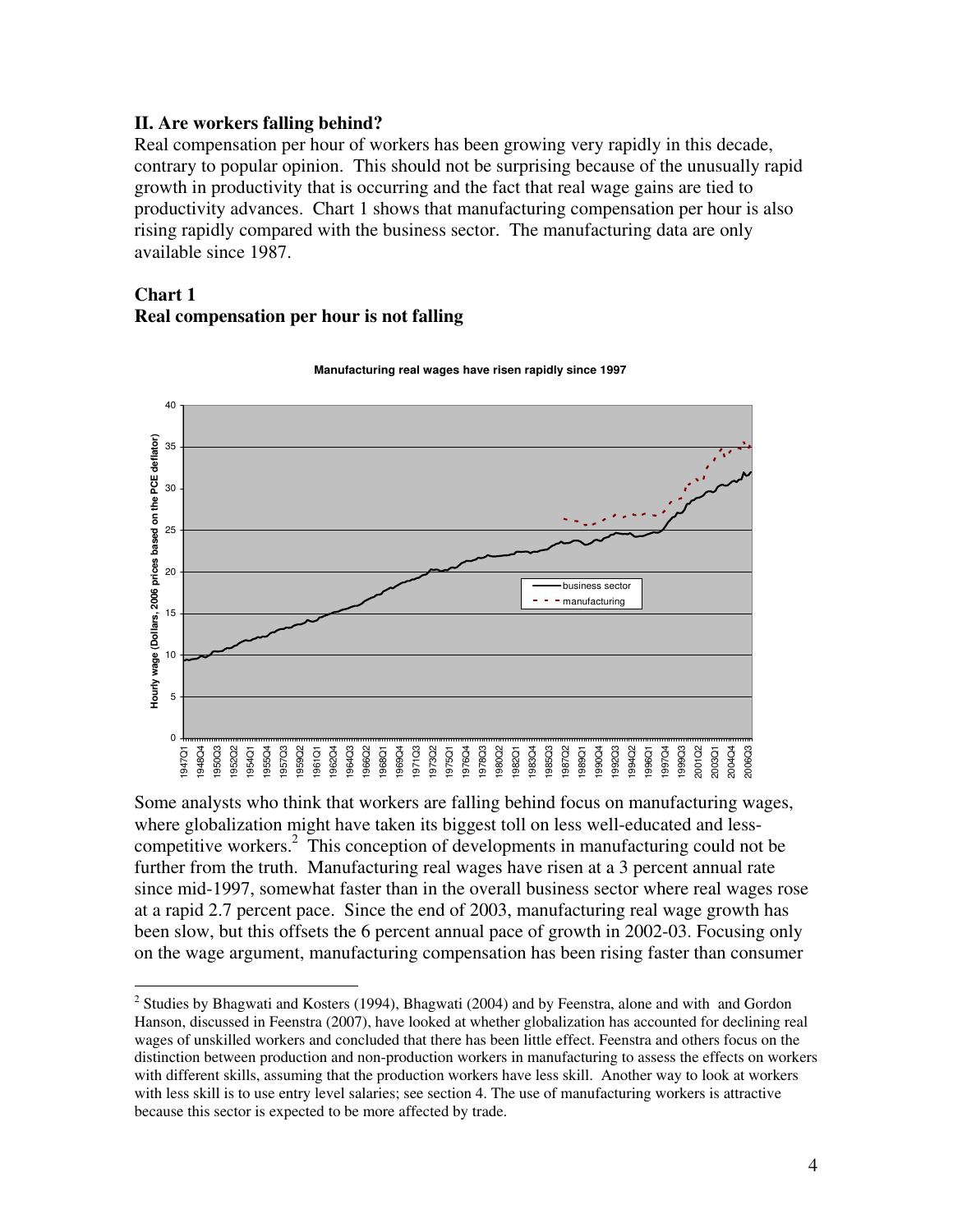### II. Are workers falling behind?

Real compensation per hour of workers has been growing very rapidly in this decade, contrary to popular opinion. This should not be surprising because of the unusually rapid growth in productivity that is occurring and the fact that real wage gains are tied to productivity advances. Chart 1 shows that manufacturing compensation per hour is also rising rapidly compared with the business sector. The manufacturing data are only available since 1987.

**Chart 1**
**Real compensation per hour is not falling**

Some analysts who think that workers are falling behind focus on manufacturing wages, where globalization might have taken its biggest toll on less well-educated and less-competitive workers.[2] This conception of developments in manufacturing could not be further from the truth. Manufacturing real wages have risen at a 3 percent annual rate since mid-1997, somewhat faster than in the overall business sector where real wages rose at a rapid 2.7 percent pace. Since the end of 2003, manufacturing real wage growth has been slow, but this offsets the 6 percent annual pace of growth in 2002-03. Focusing only on the wage argument, manufacturing compensation has been rising faster than consumer

[2] Studies by Bhagwati and Kosters (1994), Bhagwati (2004) and by Feenstra, alone and with and Gordon Hanson, discussed in Feenstra (2007), have looked at whether globalization has accounted for declining real wages of unskilled workers and concluded that there has been little effect. Feenstra and others focus on the distinction between production and non-production workers in manufacturing to assess the effects on workers with different skills, assuming that the production workers have less skill. Another way to look at workers with less skill is to use entry level salaries; see section 4. The use of manufacturing workers is attractive because this sector is expected to be more affected by trade.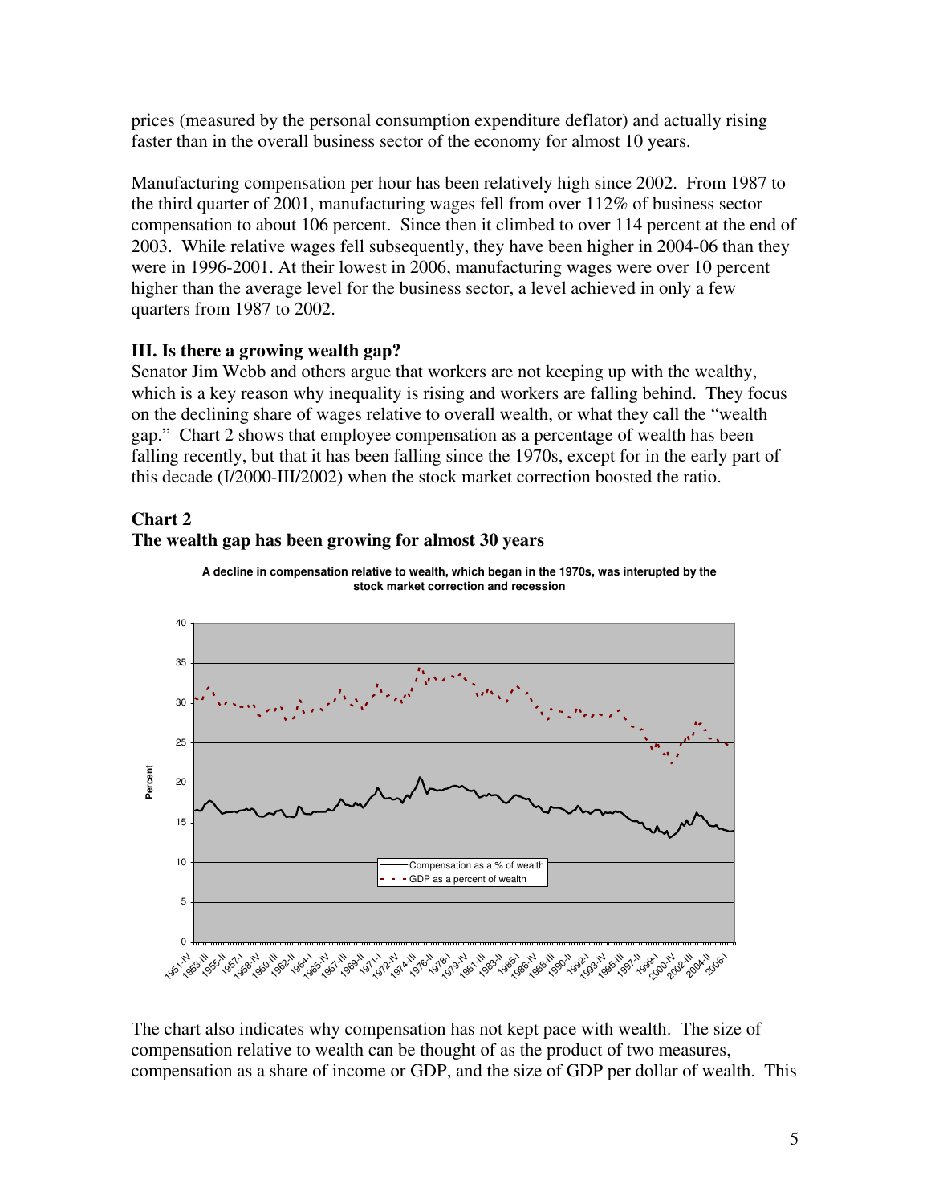prices (measured by the personal consumption expenditure deflator) and actually rising faster than in the overall business sector of the economy for almost 10 years.

Manufacturing compensation per hour has been relatively high since 2002. From 1987 to the third quarter of 2001, manufacturing wages fell from over 112% of business sector compensation to about 106 percent. Since then it climbed to over 114 percent at the end of 2003. While relative wages fell subsequently, they have been higher in 2004-06 than they were in 1996-2001. At their lowest in 2006, manufacturing wages were over 10 percent higher than the average level for the business sector, a level achieved in only a few quarters from 1987 to 2002.

### III. Is there a growing wealth gap?

Senator Jim Webb and others argue that workers are not keeping up with the wealthy, which is a key reason why inequality is rising and workers are falling behind. They focus on the declining share of wages relative to overall wealth, or what they call the "wealth gap." Chart 2 shows that employee compensation as a percentage of wealth has been falling recently, but that it has been falling since the 1970s, except for in the early part of this decade (I/2000-III/2002) when the stock market correction boosted the ratio.

**Chart 2**
**The wealth gap has been growing for almost 30 years**

**A decline in compensation relative to wealth, which began in the 1970s, was interupted by the stock market correction and recession**

The chart also indicates why compensation has not kept pace with wealth. The size of compensation relative to wealth can be thought of as the product of two measures, compensation as a share of income or GDP, and the size of GDP per dollar of wealth. This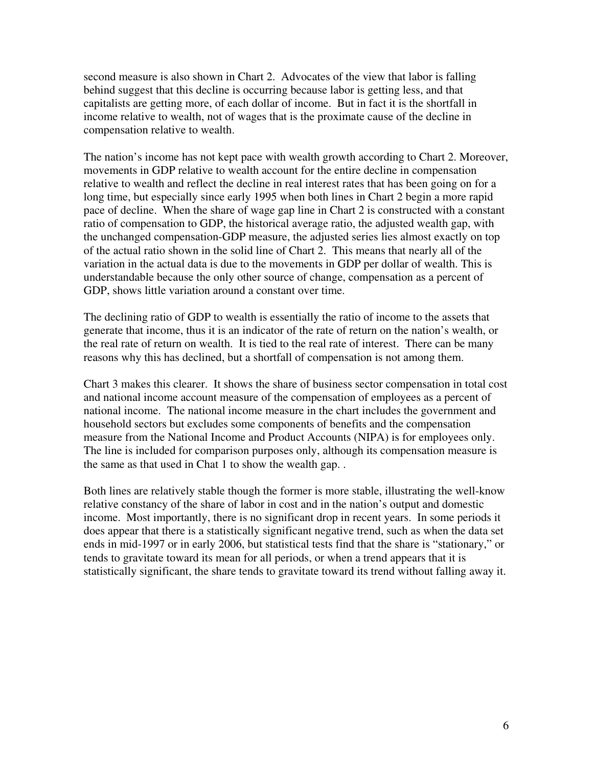second measure is also shown in Chart 2. Advocates of the view that labor is falling behind suggest that this decline is occurring because labor is getting less, and that capitalists are getting more, of each dollar of income. But in fact it is the shortfall in income relative to wealth, not of wages that is the proximate cause of the decline in compensation relative to wealth.

The nation's income has not kept pace with wealth growth according to Chart 2. Moreover, movements in GDP relative to wealth account for the entire decline in compensation relative to wealth and reflect the decline in real interest rates that has been going on for a long time, but especially since early 1995 when both lines in Chart 2 begin a more rapid pace of decline. When the share of wage gap line in Chart 2 is constructed with a constant ratio of compensation to GDP, the historical average ratio, the adjusted wealth gap, with the unchanged compensation-GDP measure, the adjusted series lies almost exactly on top of the actual ratio shown in the solid line of Chart 2. This means that nearly all of the variation in the actual data is due to the movements in GDP per dollar of wealth. This is understandable because the only other source of change, compensation as a percent of GDP, shows little variation around a constant over time.

The declining ratio of GDP to wealth is essentially the ratio of income to the assets that generate that income, thus it is an indicator of the rate of return on the nation's wealth, or the real rate of return on wealth. It is tied to the real rate of interest. There can be many reasons why this has declined, but a shortfall of compensation is not among them.

Chart 3 makes this clearer. It shows the share of business sector compensation in total cost and national income account measure of the compensation of employees as a percent of national income. The national income measure in the chart includes the government and household sectors but excludes some components of benefits and the compensation measure from the National Income and Product Accounts (NIPA) is for employees only. The line is included for comparison purposes only, although its compensation measure is the same as that used in Chat 1 to show the wealth gap. .

Both lines are relatively stable though the former is more stable, illustrating the well-know relative constancy of the share of labor in cost and in the nation's output and domestic income. Most importantly, there is no significant drop in recent years. In some periods it does appear that there is a statistically significant negative trend, such as when the data set ends in mid-1997 or in early 2006, but statistical tests find that the share is "stationary," or tends to gravitate toward its mean for all periods, or when a trend appears that it is statistically significant, the share tends to gravitate toward its trend without falling away it.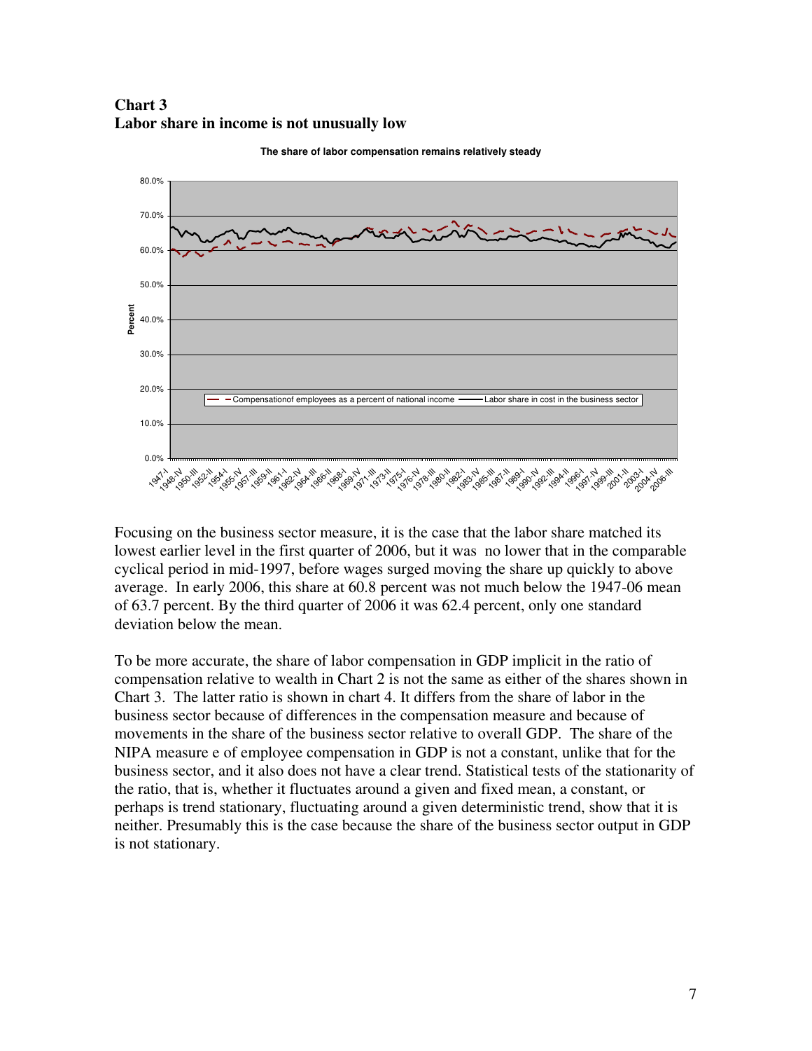**Chart 3**
**Labor share in income is not unusually low**

Focusing on the business sector measure, it is the case that the labor share matched its lowest earlier level in the first quarter of 2006, but it was no lower that in the comparable cyclical period in mid-1997, before wages surged moving the share up quickly to above average. In early 2006, this share at 60.8 percent was not much below the 1947-06 mean of 63.7 percent. By the third quarter of 2006 it was 62.4 percent, only one standard deviation below the mean.

To be more accurate, the share of labor compensation in GDP implicit in the ratio of compensation relative to wealth in Chart 2 is not the same as either of the shares shown in Chart 3. The latter ratio is shown in chart 4. It differs from the share of labor in the business sector because of differences in the compensation measure and because of movements in the share of the business sector relative to overall GDP. The share of the NIPA measure e of employee compensation in GDP is not a constant, unlike that for the business sector, and it also does not have a clear trend. Statistical tests of the stationarity of the ratio, that is, whether it fluctuates around a given and fixed mean, a constant, or perhaps is trend stationary, fluctuating around a given deterministic trend, show that it is neither. Presumably this is the case because the share of the business sector output in GDP is not stationary.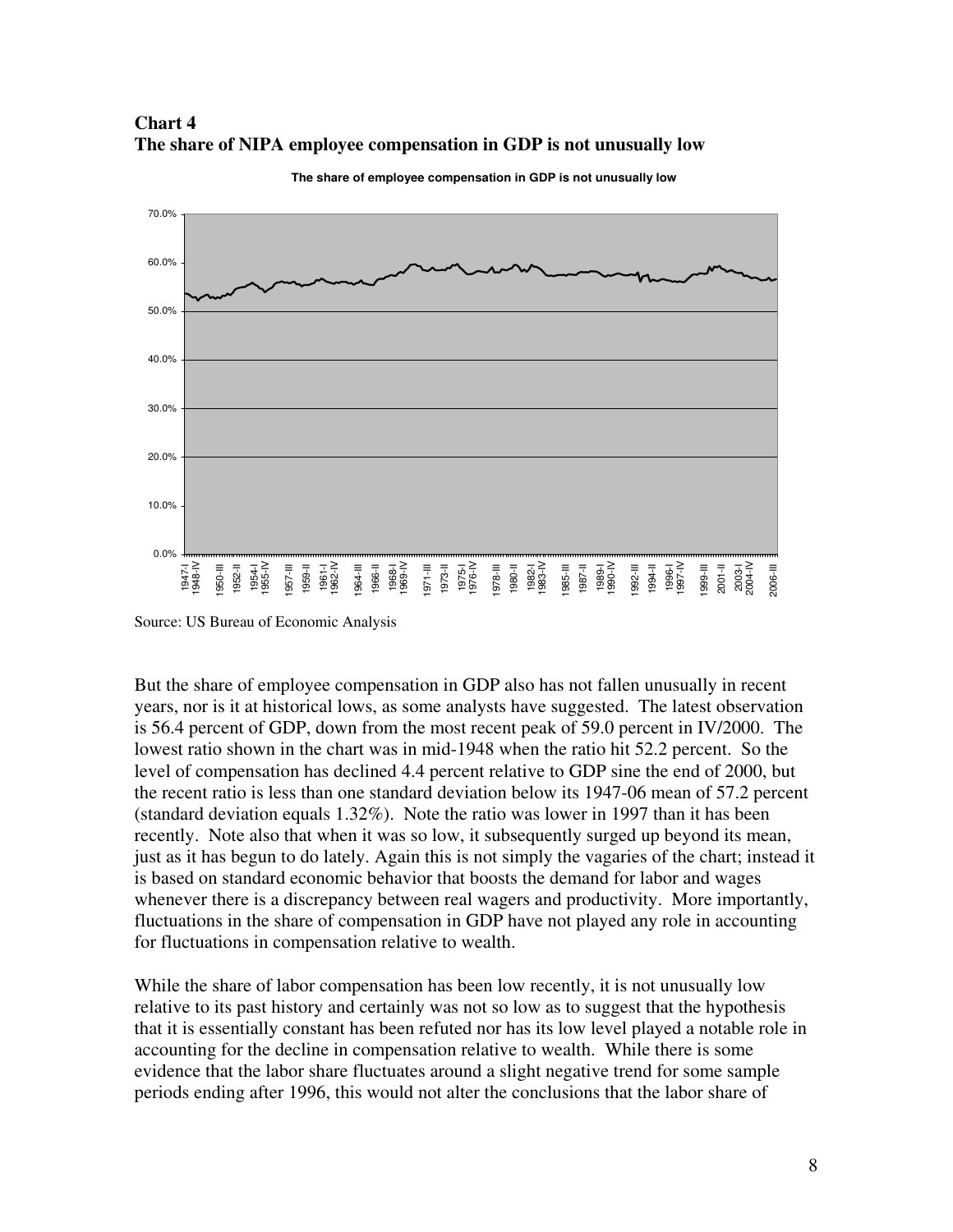**Chart 4**
**The share of NIPA employee compensation in GDP is not unusually low**

Source: US Bureau of Economic Analysis

But the share of employee compensation in GDP also has not fallen unusually in recent years, nor is it at historical lows, as some analysts have suggested. The latest observation is 56.4 percent of GDP, down from the most recent peak of 59.0 percent in IV/2000. The lowest ratio shown in the chart was in mid-1948 when the ratio hit 52.2 percent. So the level of compensation has declined 4.4 percent relative to GDP sine the end of 2000, but the recent ratio is less than one standard deviation below its 1947-06 mean of 57.2 percent (standard deviation equals 1.32%). Note the ratio was lower in 1997 than it has been recently. Note also that when it was so low, it subsequently surged up beyond its mean, just as it has begun to do lately. Again this is not simply the vagaries of the chart; instead it is based on standard economic behavior that boosts the demand for labor and wages whenever there is a discrepancy between real wagers and productivity. More importantly, fluctuations in the share of compensation in GDP have not played any role in accounting for fluctuations in compensation relative to wealth.

While the share of labor compensation has been low recently, it is not unusually low relative to its past history and certainly was not so low as to suggest that the hypothesis that it is essentially constant has been refuted nor has its low level played a notable role in accounting for the decline in compensation relative to wealth. While there is some evidence that the labor share fluctuates around a slight negative trend for some sample periods ending after 1996, this would not alter the conclusions that the labor share of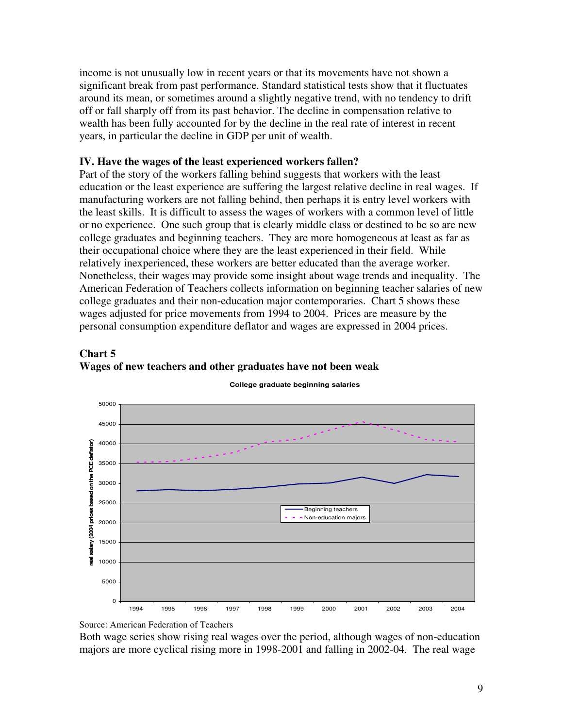income is not unusually low in recent years or that its movements have not shown a significant break from past performance. Standard statistical tests show that it fluctuates around its mean, or sometimes around a slightly negative trend, with no tendency to drift off or fall sharply off from its past behavior. The decline in compensation relative to wealth has been fully accounted for by the decline in the real rate of interest in recent years, in particular the decline in GDP per unit of wealth.

### IV. Have the wages of the least experienced workers fallen?

Part of the story of the workers falling behind suggests that workers with the least education or the least experience are suffering the largest relative decline in real wages. If manufacturing workers are not falling behind, then perhaps it is entry level workers with the least skills. It is difficult to assess the wages of workers with a common level of little or no experience. One such group that is clearly middle class or destined to be so are new college graduates and beginning teachers. They are more homogeneous at least as far as their occupational choice where they are the least experienced in their field. While relatively inexperienced, these workers are better educated than the average worker. Nonetheless, their wages may provide some insight about wage trends and inequality. The American Federation of Teachers collects information on beginning teacher salaries of new college graduates and their non-education major contemporaries. Chart 5 shows these wages adjusted for price movements from 1994 to 2004. Prices are measure by the personal consumption expenditure deflator and wages are expressed in 2004 prices.

**Chart 5**
**Wages of new teachers and other graduates have not been weak**

Source: American Federation of Teachers

Both wage series show rising real wages over the period, although wages of non-education majors are more cyclical rising more in 1998-2001 and falling in 2002-04. The real wage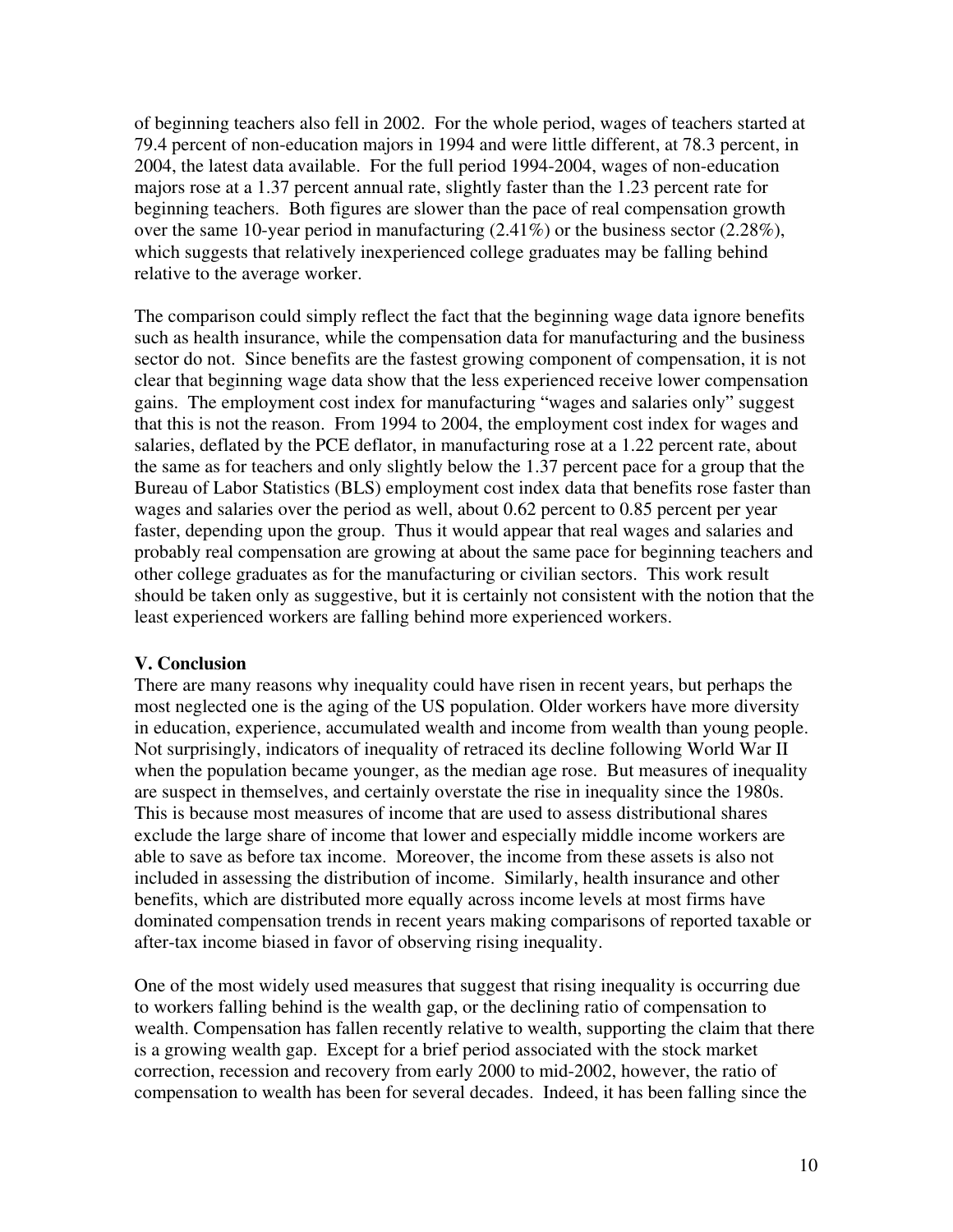of beginning teachers also fell in 2002. For the whole period, wages of teachers started at 79.4 percent of non-education majors in 1994 and were little different, at 78.3 percent, in 2004, the latest data available. For the full period 1994-2004, wages of non-education majors rose at a 1.37 percent annual rate, slightly faster than the 1.23 percent rate for beginning teachers. Both figures are slower than the pace of real compensation growth over the same 10-year period in manufacturing (2.41%) or the business sector (2.28%), which suggests that relatively inexperienced college graduates may be falling behind relative to the average worker.

The comparison could simply reflect the fact that the beginning wage data ignore benefits such as health insurance, while the compensation data for manufacturing and the business sector do not. Since benefits are the fastest growing component of compensation, it is not clear that beginning wage data show that the less experienced receive lower compensation gains. The employment cost index for manufacturing "wages and salaries only" suggest that this is not the reason. From 1994 to 2004, the employment cost index for wages and salaries, deflated by the PCE deflator, in manufacturing rose at a 1.22 percent rate, about the same as for teachers and only slightly below the 1.37 percent pace for a group that the Bureau of Labor Statistics (BLS) employment cost index data that benefits rose faster than wages and salaries over the period as well, about 0.62 percent to 0.85 percent per year faster, depending upon the group. Thus it would appear that real wages and salaries and probably real compensation are growing at about the same pace for beginning teachers and other college graduates as for the manufacturing or civilian sectors. This work result should be taken only as suggestive, but it is certainly not consistent with the notion that the least experienced workers are falling behind more experienced workers.

## V. Conclusion

There are many reasons why inequality could have risen in recent years, but perhaps the most neglected one is the aging of the US population. Older workers have more diversity in education, experience, accumulated wealth and income from wealth than young people. Not surprisingly, indicators of inequality of retraced its decline following World War II when the population became younger, as the median age rose. But measures of inequality are suspect in themselves, and certainly overstate the rise in inequality since the 1980s. This is because most measures of income that are used to assess distributional shares exclude the large share of income that lower and especially middle income workers are able to save as before tax income. Moreover, the income from these assets is also not included in assessing the distribution of income. Similarly, health insurance and other benefits, which are distributed more equally across income levels at most firms have dominated compensation trends in recent years making comparisons of reported taxable or after-tax income biased in favor of observing rising inequality.

One of the most widely used measures that suggest that rising inequality is occurring due to workers falling behind is the wealth gap, or the declining ratio of compensation to wealth. Compensation has fallen recently relative to wealth, supporting the claim that there is a growing wealth gap. Except for a brief period associated with the stock market correction, recession and recovery from early 2000 to mid-2002, however, the ratio of compensation to wealth has been for several decades. Indeed, it has been falling since the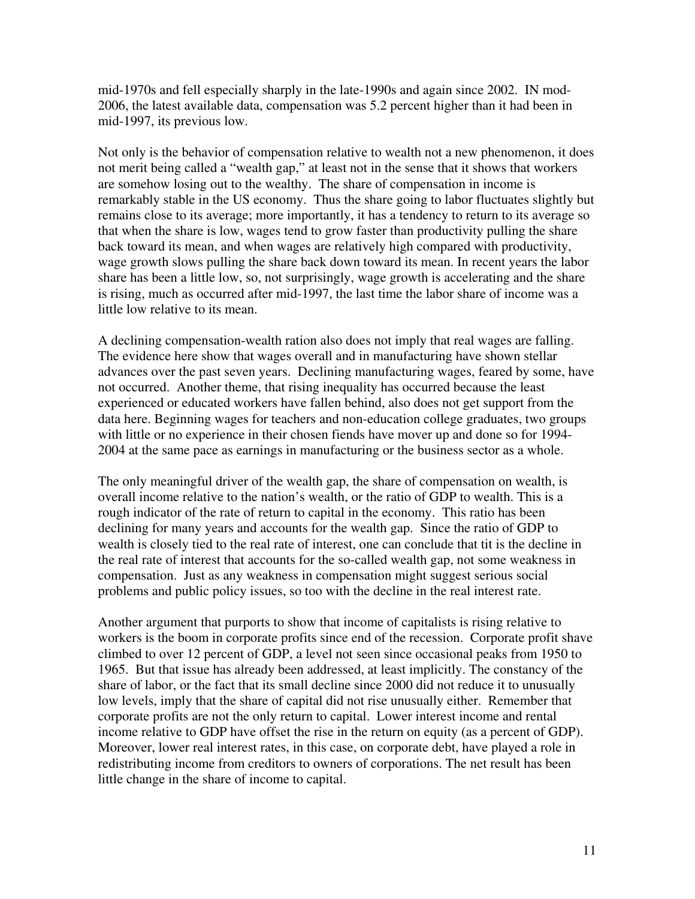mid-1970s and fell especially sharply in the late-1990s and again since 2002. IN mod-2006, the latest available data, compensation was 5.2 percent higher than it had been in mid-1997, its previous low.

Not only is the behavior of compensation relative to wealth not a new phenomenon, it does not merit being called a "wealth gap," at least not in the sense that it shows that workers are somehow losing out to the wealthy. The share of compensation in income is remarkably stable in the US economy. Thus the share going to labor fluctuates slightly but remains close to its average; more importantly, it has a tendency to return to its average so that when the share is low, wages tend to grow faster than productivity pulling the share back toward its mean, and when wages are relatively high compared with productivity, wage growth slows pulling the share back down toward its mean. In recent years the labor share has been a little low, so, not surprisingly, wage growth is accelerating and the share is rising, much as occurred after mid-1997, the last time the labor share of income was a little low relative to its mean.

A declining compensation-wealth ration also does not imply that real wages are falling. The evidence here show that wages overall and in manufacturing have shown stellar advances over the past seven years. Declining manufacturing wages, feared by some, have not occurred. Another theme, that rising inequality has occurred because the least experienced or educated workers have fallen behind, also does not get support from the data here. Beginning wages for teachers and non-education college graduates, two groups with little or no experience in their chosen fiends have mover up and done so for 1994-2004 at the same pace as earnings in manufacturing or the business sector as a whole.

The only meaningful driver of the wealth gap, the share of compensation on wealth, is overall income relative to the nation's wealth, or the ratio of GDP to wealth. This is a rough indicator of the rate of return to capital in the economy. This ratio has been declining for many years and accounts for the wealth gap. Since the ratio of GDP to wealth is closely tied to the real rate of interest, one can conclude that tit is the decline in the real rate of interest that accounts for the so-called wealth gap, not some weakness in compensation. Just as any weakness in compensation might suggest serious social problems and public policy issues, so too with the decline in the real interest rate.

Another argument that purports to show that income of capitalists is rising relative to workers is the boom in corporate profits since end of the recession. Corporate profit shave climbed to over 12 percent of GDP, a level not seen since occasional peaks from 1950 to 1965. But that issue has already been addressed, at least implicitly. The constancy of the share of labor, or the fact that its small decline since 2000 did not reduce it to unusually low levels, imply that the share of capital did not rise unusually either. Remember that corporate profits are not the only return to capital. Lower interest income and rental income relative to GDP have offset the rise in the return on equity (as a percent of GDP). Moreover, lower real interest rates, in this case, on corporate debt, have played a role in redistributing income from creditors to owners of corporations. The net result has been little change in the share of income to capital.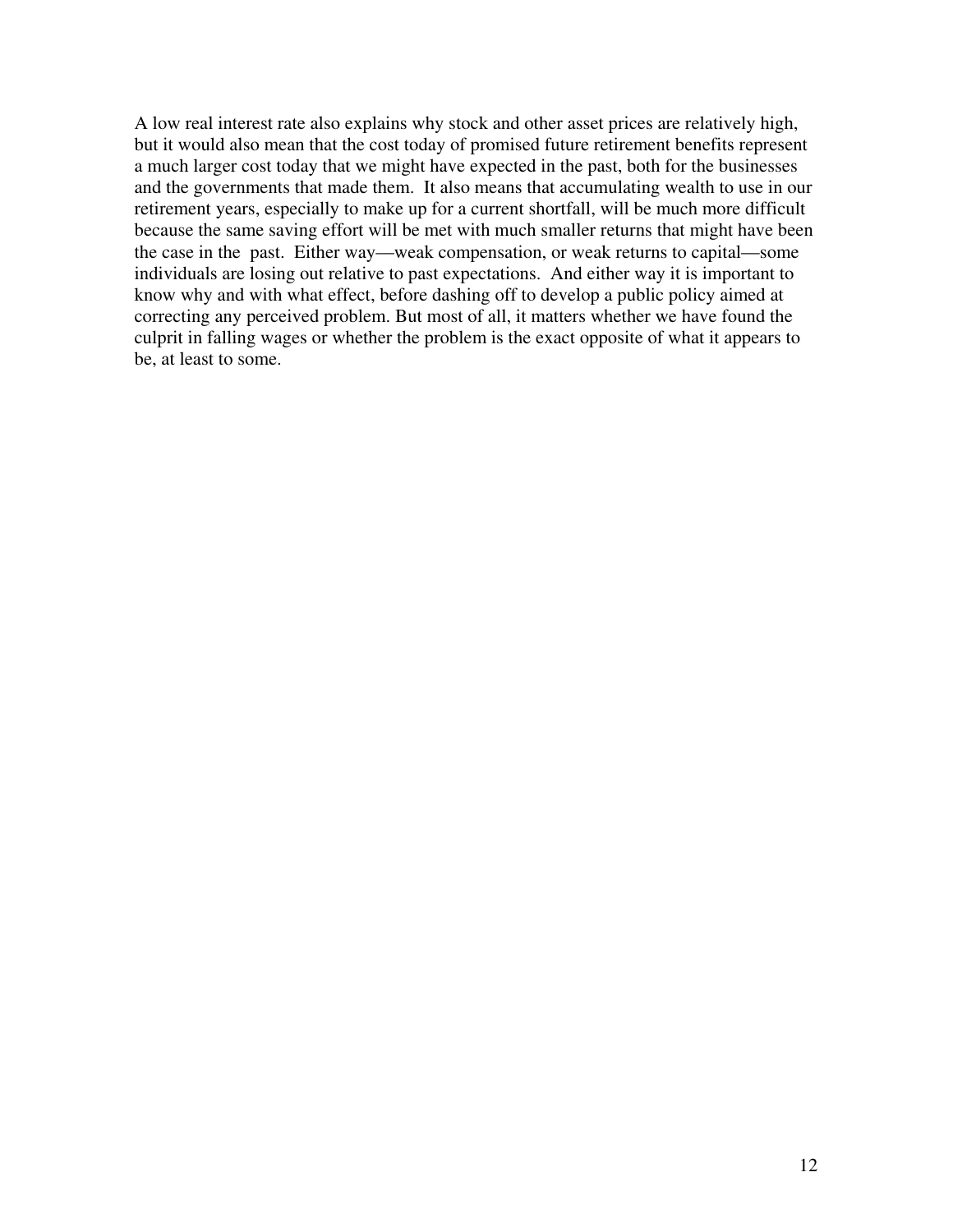A low real interest rate also explains why stock and other asset prices are relatively high, but it would also mean that the cost today of promised future retirement benefits represent a much larger cost today that we might have expected in the past, both for the businesses and the governments that made them. It also means that accumulating wealth to use in our retirement years, especially to make up for a current shortfall, will be much more difficult because the same saving effort will be met with much smaller returns that might have been the case in the past. Either way—weak compensation, or weak returns to capital—some individuals are losing out relative to past expectations. And either way it is important to know why and with what effect, before dashing off to develop a public policy aimed at correcting any perceived problem. But most of all, it matters whether we have found the culprit in falling wages or whether the problem is the exact opposite of what it appears to be, at least to some.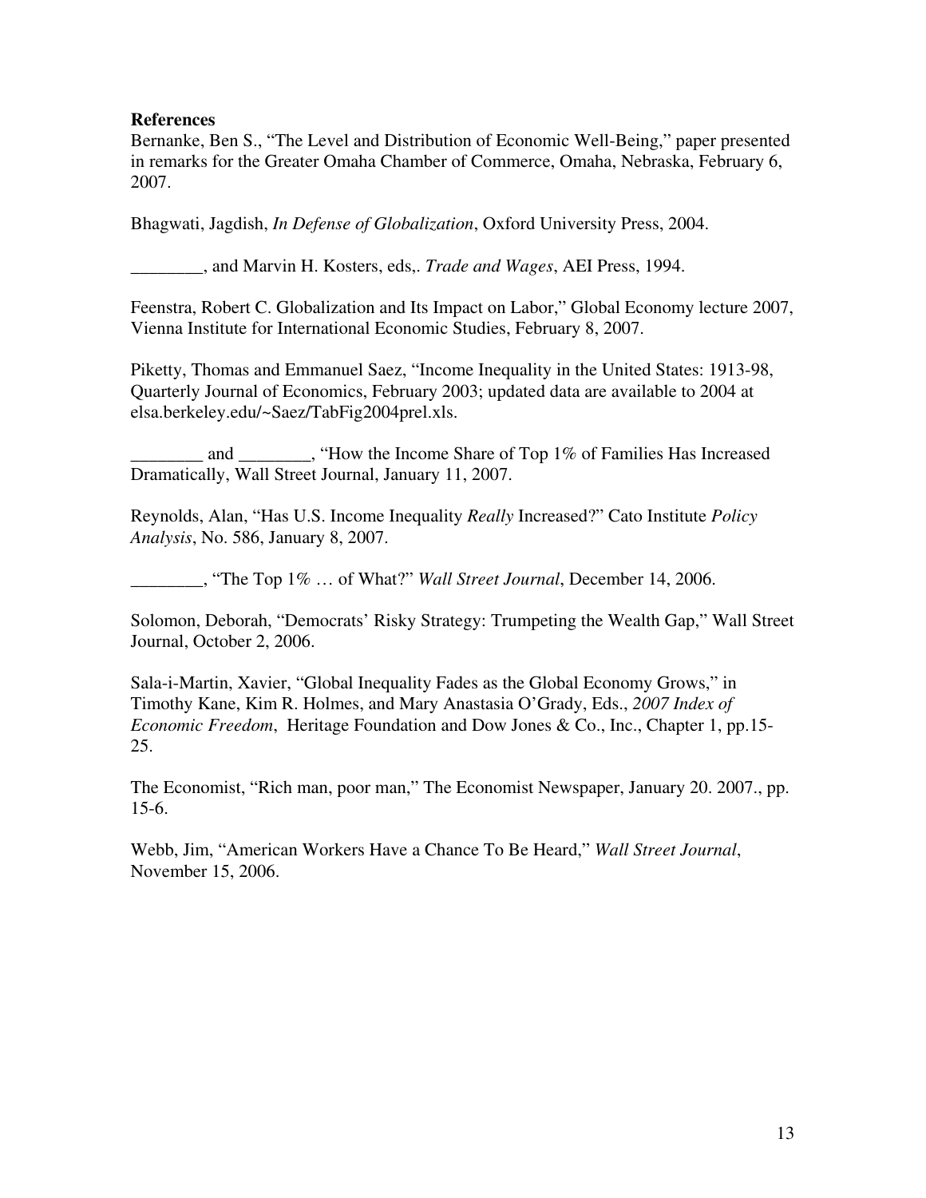**References**

Bernanke, Ben S., "The Level and Distribution of Economic Well-Being," paper presented in remarks for the Greater Omaha Chamber of Commerce, Omaha, Nebraska, February 6, 2007.

Bhagwati, Jagdish, *In Defense of Globalization*, Oxford University Press, 2004.

________, and Marvin H. Kosters, eds,. *Trade and Wages*, AEI Press, 1994.

Feenstra, Robert C. Globalization and Its Impact on Labor," Global Economy lecture 2007, Vienna Institute for International Economic Studies, February 8, 2007.

Piketty, Thomas and Emmanuel Saez, "Income Inequality in the United States: 1913-98, Quarterly Journal of Economics, February 2003; updated data are available to 2004 at elsa.berkeley.edu/~Saez/TabFig2004prel.xls.

________ and ________, "How the Income Share of Top 1% of Families Has Increased Dramatically, Wall Street Journal, January 11, 2007.

Reynolds, Alan, "Has U.S. Income Inequality *Really* Increased?" Cato Institute *Policy Analysis*, No. 586, January 8, 2007.

________, "The Top 1% … of What?" *Wall Street Journal*, December 14, 2006.

Solomon, Deborah, "Democrats' Risky Strategy: Trumpeting the Wealth Gap," Wall Street Journal, October 2, 2006.

Sala-i-Martin, Xavier, "Global Inequality Fades as the Global Economy Grows," in Timothy Kane, Kim R. Holmes, and Mary Anastasia O'Grady, Eds., *2007 Index of Economic Freedom*, Heritage Foundation and Dow Jones & Co., Inc., Chapter 1, pp.15-25.

The Economist, "Rich man, poor man," The Economist Newspaper, January 20. 2007., pp. 15-6.

Webb, Jim, "American Workers Have a Chance To Be Heard," *Wall Street Journal*, November 15, 2006.